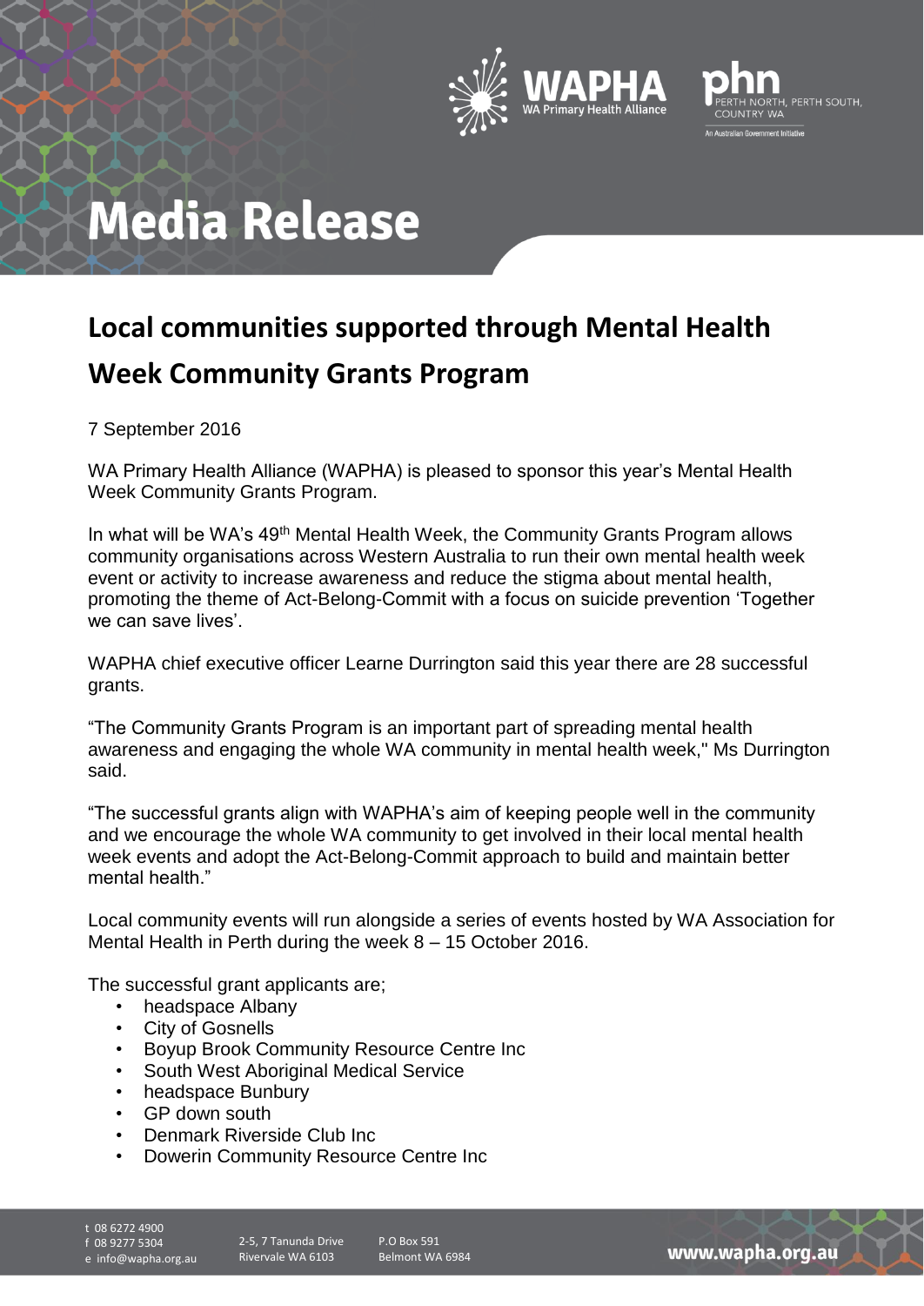# Media Release

## Local communities supported through Mental Health Week Community Grants Program

7 September 2016

WA Primary Health Alliance (WAPHA) is pleased to sponsor this year's Mental Health Week Community Grants Program.

In what will be WA's 49th Mental Health Week, the Community Grants Program allows community organisations across Western Australia to run their own mental health week event or activity to increase awareness and reduce the stigma about mental health, promoting the theme of Act-Belong-Commit with a focus on suicide prevention 'Together we can save lives'.

WAPHA chief executive officer Learne Durrington said this year there are 28 successful grants.

"The Community Grants Program is an important part of spreading mental health awareness and engaging the whole WA community in mental health week," Ms Durrington said.

"The successful grants align with WAPHA's aim of keeping people well in the community and we encourage the whole WA community to get involved in their local mental health week events and adopt the Act-Belong-Commit approach to build and maintain better mental health."

Local community events will run alongside a series of events hosted by WA Association for Mental Health in Perth during the week 8 – 15 October 2016.

The successful grant applicants are;

- headspace Albany
- City of Gosnells
- Boyup Brook Community Resource Centre Inc
- South West Aboriginal Medical Service
- headspace Bunbury
- GP down south
- Denmark Riverside Club Inc
- Dowerin Community Resource Centre Inc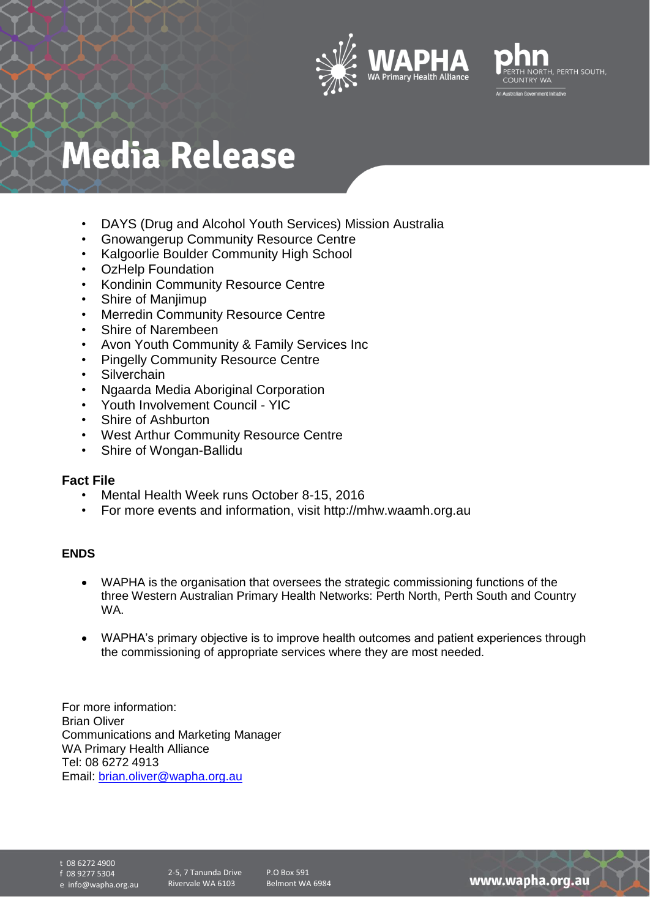# Media Release

- DAYS (Drug and Alcohol Youth Services) Mission Australia
- Gnowangerup Community Resource Centre
- Kalgoorlie Boulder Community High School
- OzHelp Foundation
- Kondinin Community Resource Centre
- Shire of Manjimup
- Merredin Community Resource Centre
- Shire of Narembeen
- Avon Youth Community & Family Services Inc
- Pingelly Community Resource Centre
- Silverchain
- Ngaarda Media Aboriginal Corporation
- Youth Involvement Council - YIC
- Shire of Ashburton
- West Arthur Community Resource Centre
- Shire of Wongan-Ballidu

**Fact File**

- Mental Health Week runs October 8-15, 2016
- For more events and information, visit http://mhw.waamh.org.au

**ENDS**

- WAPHA is the organisation that oversees the strategic commissioning functions of the three Western Australian Primary Health Networks: Perth North, Perth South and Country WA.
- WAPHA's primary objective is to improve health outcomes and patient experiences through the commissioning of appropriate services where they are most needed.

For more information:
Brian Oliver
Communications and Marketing Manager
WA Primary Health Alliance
Tel: 08 6272 4913
Email: brian.oliver@wapha.org.au